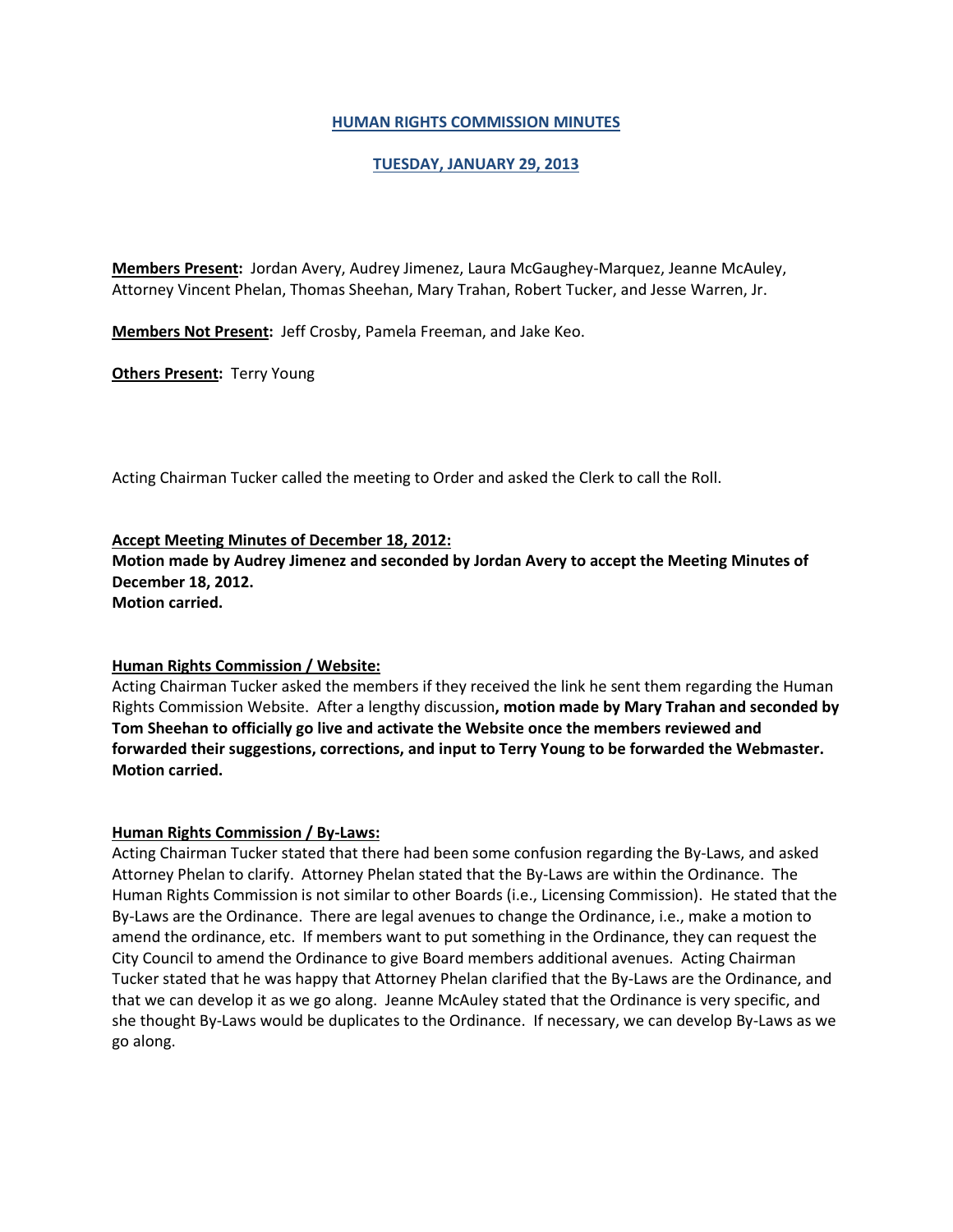# HUMAN RIGHTS COMMISSION MINUTES

## TUESDAY, JANUARY 29, 2013

**Members Present:** Jordan Avery, Audrey Jimenez, Laura McGaughey-Marquez, Jeanne McAuley, Attorney Vincent Phelan, Thomas Sheehan, Mary Trahan, Robert Tucker, and Jesse Warren, Jr.

**Members Not Present:** Jeff Crosby, Pamela Freeman, and Jake Keo.

**Others Present:** Terry Young

Acting Chairman Tucker called the meeting to Order and asked the Clerk to call the Roll.

**Accept Meeting Minutes of December 18, 2012:**
**Motion made by Audrey Jimenez and seconded by Jordan Avery to accept the Meeting Minutes of December 18, 2012.**
**Motion carried.**

**Human Rights Commission / Website:**
Acting Chairman Tucker asked the members if they received the link he sent them regarding the Human Rights Commission Website. After a lengthy discussion**, motion made by Mary Trahan and seconded by Tom Sheehan to officially go live and activate the Website once the members reviewed and forwarded their suggestions, corrections, and input to Terry Young to be forwarded the Webmaster. Motion carried.**

**Human Rights Commission / By-Laws:**
Acting Chairman Tucker stated that there had been some confusion regarding the By-Laws, and asked Attorney Phelan to clarify. Attorney Phelan stated that the By-Laws are within the Ordinance. The Human Rights Commission is not similar to other Boards (i.e., Licensing Commission). He stated that the By-Laws are the Ordinance. There are legal avenues to change the Ordinance, i.e., make a motion to amend the ordinance, etc. If members want to put something in the Ordinance, they can request the City Council to amend the Ordinance to give Board members additional avenues. Acting Chairman Tucker stated that he was happy that Attorney Phelan clarified that the By-Laws are the Ordinance, and that we can develop it as we go along. Jeanne McAuley stated that the Ordinance is very specific, and she thought By-Laws would be duplicates to the Ordinance. If necessary, we can develop By-Laws as we go along.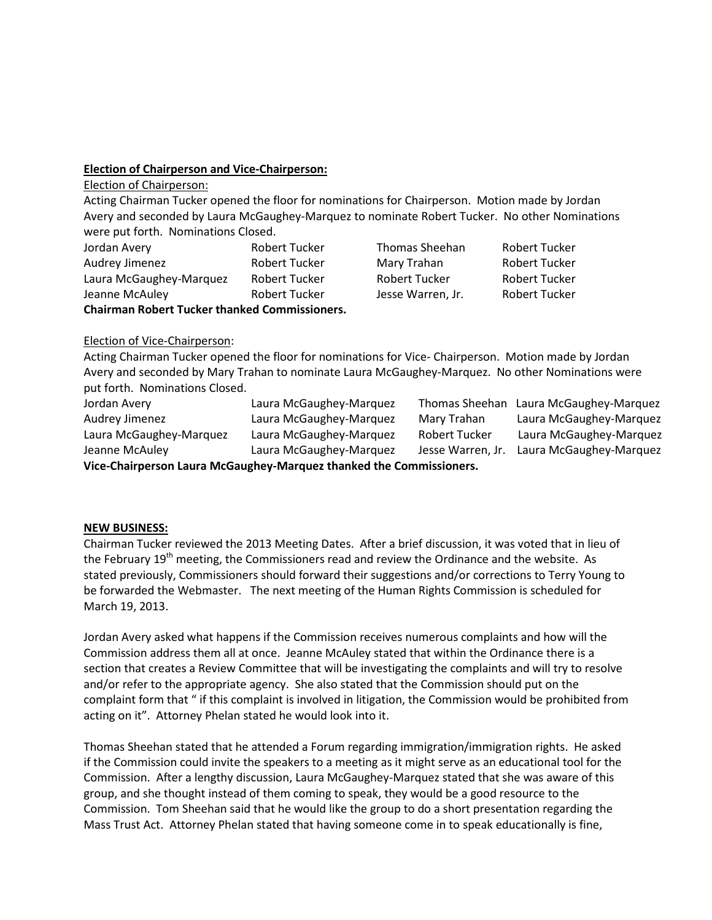**Election of Chairperson and Vice-Chairperson:**

Election of Chairperson:

Acting Chairman Tucker opened the floor for nominations for Chairperson. Motion made by Jordan Avery and seconded by Laura McGaughey-Marquez to nominate Robert Tucker. No other Nominations were put forth. Nominations Closed.

| | | | |
|---|---|---|---|
| Jordan Avery | Robert Tucker | Thomas Sheehan | Robert Tucker |
| Audrey Jimenez | Robert Tucker | Mary Trahan | Robert Tucker |
| Laura McGaughey-Marquez | Robert Tucker | Robert Tucker | Robert Tucker |
| Jeanne McAuley | Robert Tucker | Jesse Warren, Jr. | Robert Tucker |

**Chairman Robert Tucker thanked Commissioners.**

Election of Vice-Chairperson:

Acting Chairman Tucker opened the floor for nominations for Vice- Chairperson. Motion made by Jordan Avery and seconded by Mary Trahan to nominate Laura McGaughey-Marquez. No other Nominations were put forth. Nominations Closed.

| | | | |
|---|---|---|---|
| Jordan Avery | Laura McGaughey-Marquez | Thomas Sheehan | Laura McGaughey-Marquez |
| Audrey Jimenez | Laura McGaughey-Marquez | Mary Trahan | Laura McGaughey-Marquez |
| Laura McGaughey-Marquez | Laura McGaughey-Marquez | Robert Tucker | Laura McGaughey-Marquez |
| Jeanne McAuley | Laura McGaughey-Marquez | Jesse Warren, Jr. | Laura McGaughey-Marquez |

**Vice-Chairperson Laura McGaughey-Marquez thanked the Commissioners.**

**NEW BUSINESS:**

Chairman Tucker reviewed the 2013 Meeting Dates. After a brief discussion, it was voted that in lieu of the February 19th meeting, the Commissioners read and review the Ordinance and the website. As stated previously, Commissioners should forward their suggestions and/or corrections to Terry Young to be forwarded the Webmaster. The next meeting of the Human Rights Commission is scheduled for March 19, 2013.

Jordan Avery asked what happens if the Commission receives numerous complaints and how will the Commission address them all at once. Jeanne McAuley stated that within the Ordinance there is a section that creates a Review Committee that will be investigating the complaints and will try to resolve and/or refer to the appropriate agency. She also stated that the Commission should put on the complaint form that " if this complaint is involved in litigation, the Commission would be prohibited from acting on it". Attorney Phelan stated he would look into it.

Thomas Sheehan stated that he attended a Forum regarding immigration/immigration rights. He asked if the Commission could invite the speakers to a meeting as it might serve as an educational tool for the Commission. After a lengthy discussion, Laura McGaughey-Marquez stated that she was aware of this group, and she thought instead of them coming to speak, they would be a good resource to the Commission. Tom Sheehan said that he would like the group to do a short presentation regarding the Mass Trust Act. Attorney Phelan stated that having someone come in to speak educationally is fine,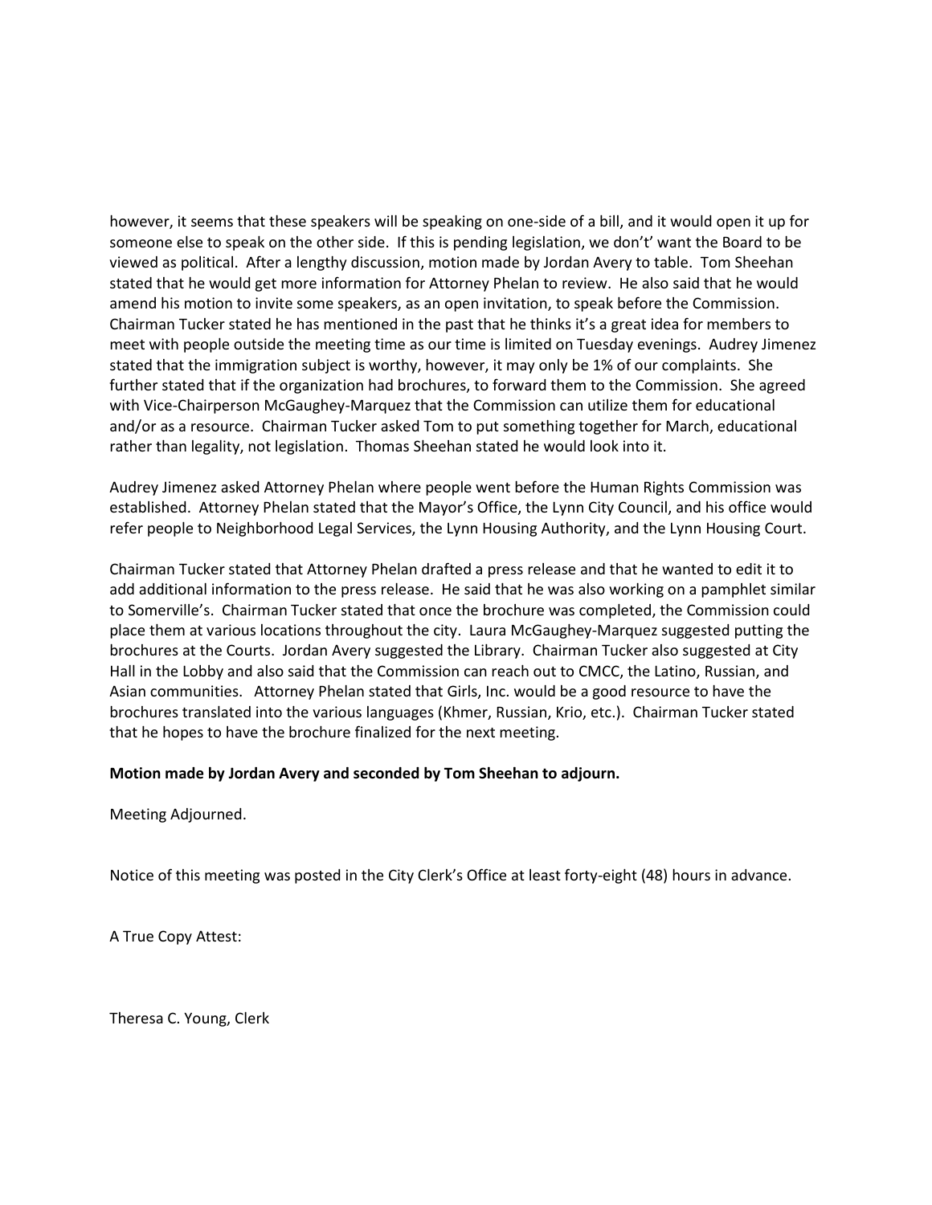however, it seems that these speakers will be speaking on one-side of a bill, and it would open it up for someone else to speak on the other side. If this is pending legislation, we don't' want the Board to be viewed as political. After a lengthy discussion, motion made by Jordan Avery to table. Tom Sheehan stated that he would get more information for Attorney Phelan to review. He also said that he would amend his motion to invite some speakers, as an open invitation, to speak before the Commission. Chairman Tucker stated he has mentioned in the past that he thinks it's a great idea for members to meet with people outside the meeting time as our time is limited on Tuesday evenings. Audrey Jimenez stated that the immigration subject is worthy, however, it may only be 1% of our complaints. She further stated that if the organization had brochures, to forward them to the Commission. She agreed with Vice-Chairperson McGaughey-Marquez that the Commission can utilize them for educational and/or as a resource. Chairman Tucker asked Tom to put something together for March, educational rather than legality, not legislation. Thomas Sheehan stated he would look into it.

Audrey Jimenez asked Attorney Phelan where people went before the Human Rights Commission was established. Attorney Phelan stated that the Mayor's Office, the Lynn City Council, and his office would refer people to Neighborhood Legal Services, the Lynn Housing Authority, and the Lynn Housing Court.

Chairman Tucker stated that Attorney Phelan drafted a press release and that he wanted to edit it to add additional information to the press release. He said that he was also working on a pamphlet similar to Somerville's. Chairman Tucker stated that once the brochure was completed, the Commission could place them at various locations throughout the city. Laura McGaughey-Marquez suggested putting the brochures at the Courts. Jordan Avery suggested the Library. Chairman Tucker also suggested at City Hall in the Lobby and also said that the Commission can reach out to CMCC, the Latino, Russian, and Asian communities. Attorney Phelan stated that Girls, Inc. would be a good resource to have the brochures translated into the various languages (Khmer, Russian, Krio, etc.). Chairman Tucker stated that he hopes to have the brochure finalized for the next meeting.

**Motion made by Jordan Avery and seconded by Tom Sheehan to adjourn.**

Meeting Adjourned.

Notice of this meeting was posted in the City Clerk's Office at least forty-eight (48) hours in advance.

A True Copy Attest:

Theresa C. Young, Clerk